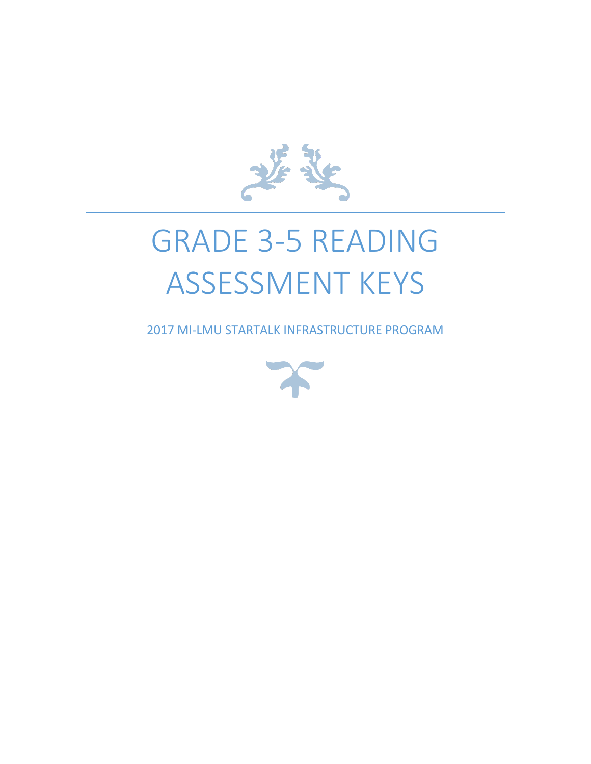# GRADE 3-5 READING ASSESSMENT KEYS

2017 MI-LMU STARTALK INFRASTRUCTURE PROGRAM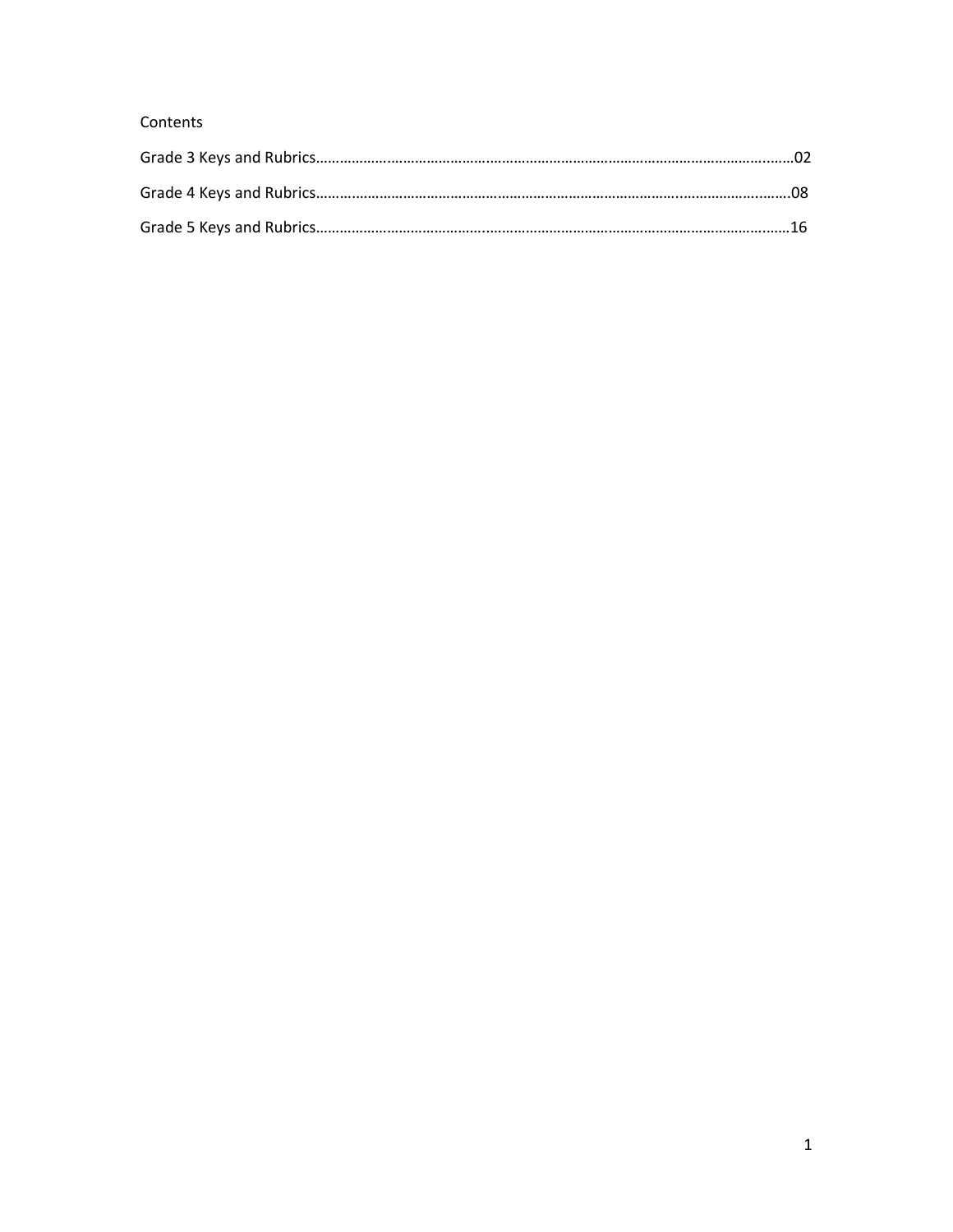Contents

Grade 3 Keys and Rubrics……………………………………………………………………………………………………………02

Grade 4 Keys and Rubrics……………………………………………………………………………………………………………08

Grade 5 Keys and Rubrics……………………………………………………………………………………………………………16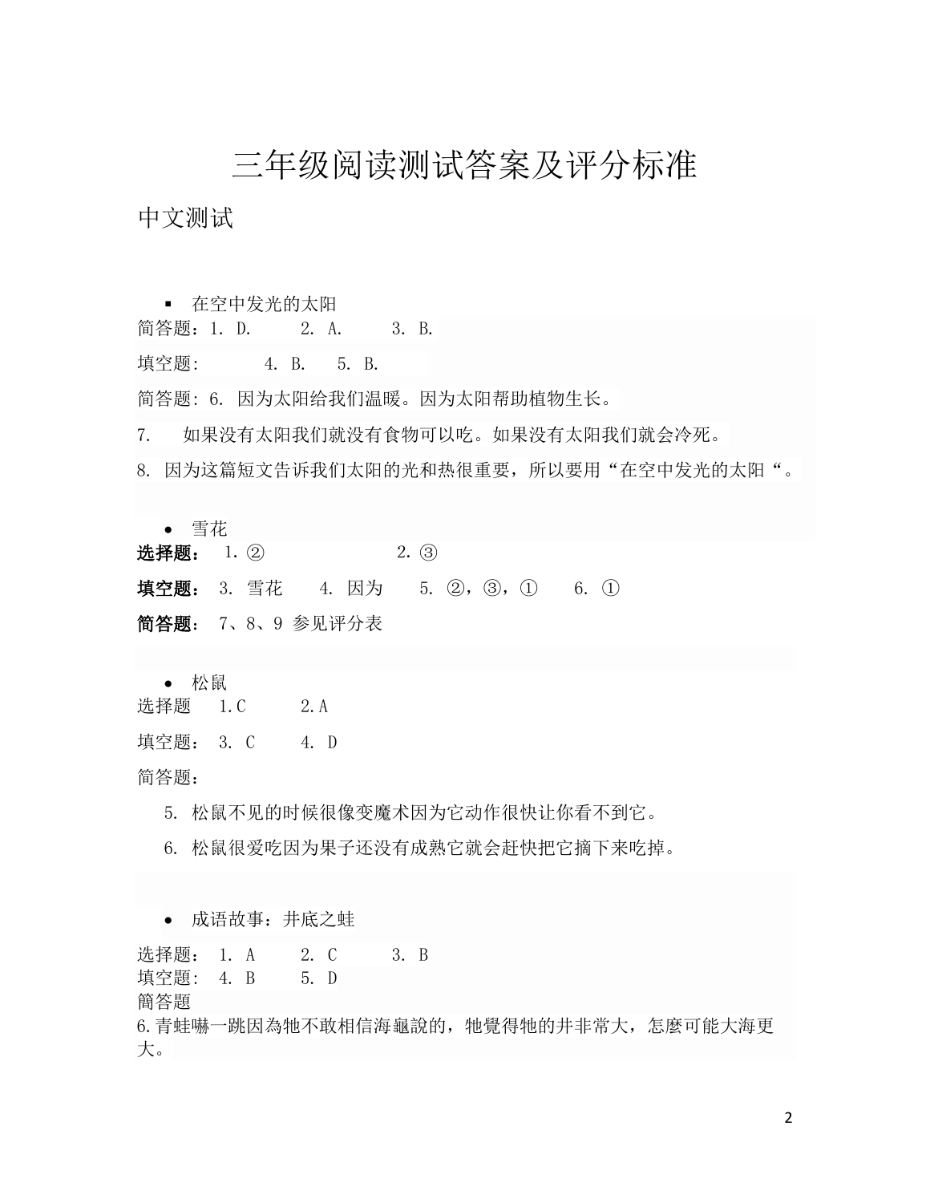# 三年级阅读测试答案及评分标准

## 中文测试

- 在空中发光的太阳

简答题：1. D.　　2. A.　　3. B.

填空题:　　4. B.　5. B.

简答题: 6. 因为太阳给我们温暖。因为太阳帮助植物生长。

7.　如果没有太阳我们就没有食物可以吃。如果没有太阳我们就会冷死。

8. 因为这篇短文告诉我们太阳的光和热很重要，所以要用“在空中发光的太阳“。

- 雪花

**选择题：** 1. ②　　　　　2. ③

**填空题：** 3. 雪花　　4. 因为　　5. ②，③，①　　6. ①

**简答题：** 7、8、9 参见评分表

- 松鼠

选择题　1. C　　2. A

填空题：3. C　　4. D

简答题：

5. 松鼠不见的时候很像变魔术因为它动作很快让你看不到它。

6. 松鼠很爱吃因为果子还没有成熟它就会赶快把它摘下来吃掉。

- 成语故事：井底之蛙

选择题：1. A　　2. C　　3. B
填空题：4. B　　5. D
簡答題
6.青蛙嚇一跳因為牠不敢相信海龜說的，牠覺得牠的井非常大，怎麼可能大海更大。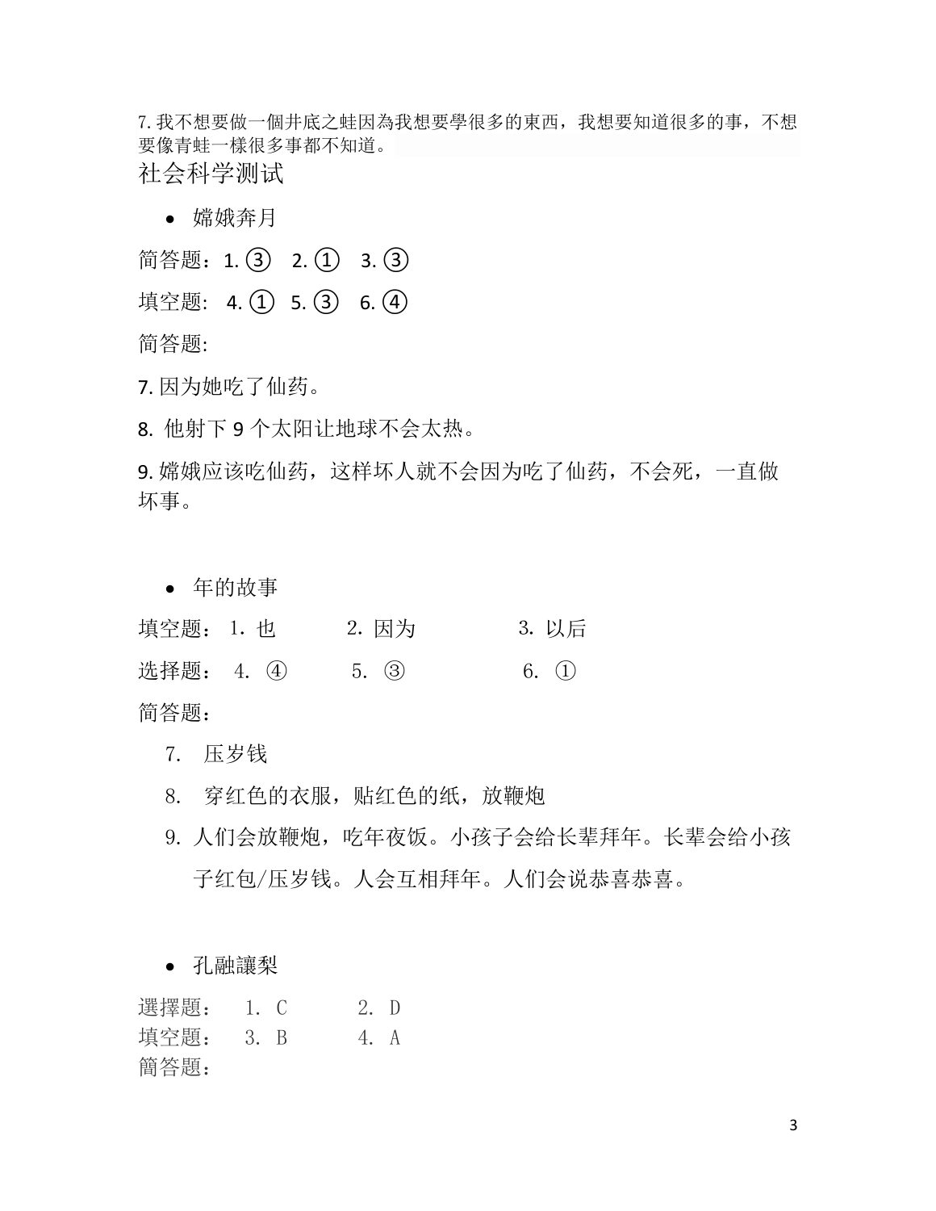7. 我不想要做一個井底之蛙因為我想要學很多的東西，我想要知道很多的事，不想要像青蛙一樣很多事都不知道。

## 社会科学测试

- 嫦娥奔月

简答题：1. ③　2. ①　3. ③

填空题:　4. ①　5. ③　6. ④

简答题:

7. 因为她吃了仙药。

8. 他射下 9 个太阳让地球不会太热。

9. 嫦娥应该吃仙药，这样坏人就不会因为吃了仙药，不会死，一直做坏事。

- 年的故事

填空题：1. 也　　2. 因为　　3. 以后

选择题：4. ④　　5. ③　　6. ①

简答题：

7. 压岁钱
8. 穿红色的衣服，贴红色的纸，放鞭炮
9. 人们会放鞭炮，吃年夜饭。小孩子会给长辈拜年。长辈会给小孩子红包/压岁钱。人会互相拜年。人们会说恭喜恭喜。

- 孔融讓梨

選擇題：　1. C　　2. D

填空題：　3. B　　4. A

簡答題：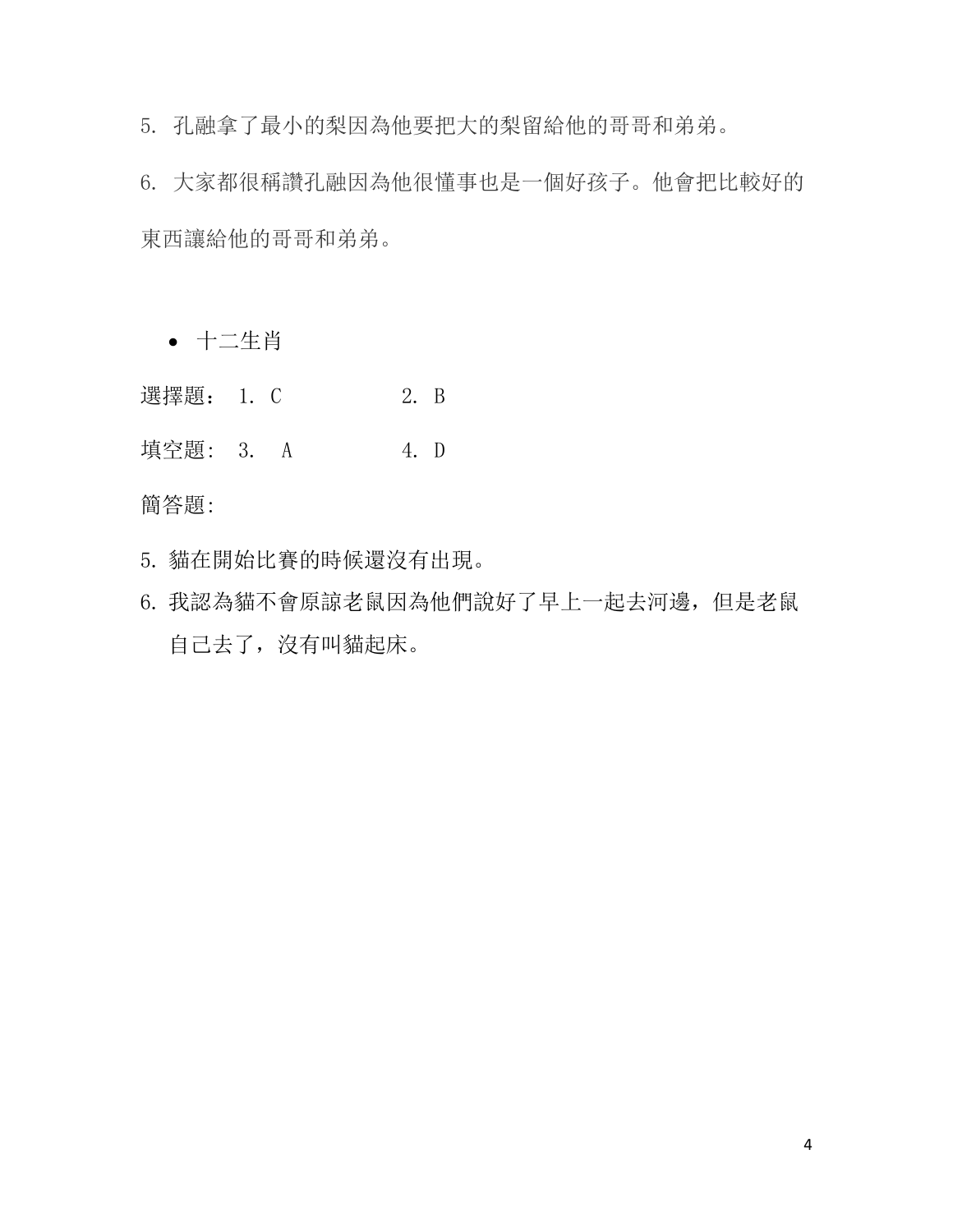5. 孔融拿了最小的梨因為他要把大的梨留給他的哥哥和弟弟。

6. 大家都很稱讚孔融因為他很懂事也是一個好孩子。他會把比較好的東西讓給他的哥哥和弟弟。

- 十二生肖

選擇題： 1. C　　　　　2. B

填空題: 3.　A　　　　　4. D

簡答題:

5. 貓在開始比賽的時候還沒有出現。
6. 我認為貓不會原諒老鼠因為他們說好了早上一起去河邊，但是老鼠自己去了，沒有叫貓起床。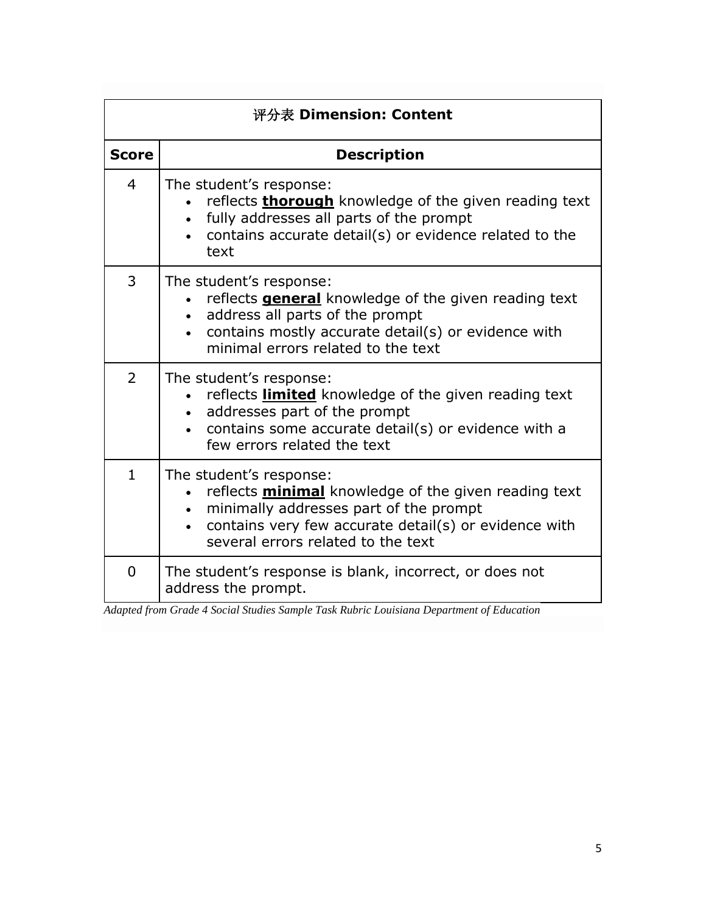| 评分表 **Dimension: Content** | |
|---|---|
| **Score** | **Description** |
| 4 | The student's response:<br>• reflects **<u>thorough</u>** knowledge of the given reading text<br>• fully addresses all parts of the prompt<br>• contains accurate detail(s) or evidence related to the text |
| 3 | The student's response:<br>• reflects **<u>general</u>** knowledge of the given reading text<br>• address all parts of the prompt<br>• contains mostly accurate detail(s) or evidence with minimal errors related to the text |
| 2 | The student's response:<br>• reflects **<u>limited</u>** knowledge of the given reading text<br>• addresses part of the prompt<br>• contains some accurate detail(s) or evidence with a few errors related the text |
| 1 | The student's response:<br>• reflects **<u>minimal</u>** knowledge of the given reading text<br>• minimally addresses part of the prompt<br>• contains very few accurate detail(s) or evidence with several errors related to the text |
| 0 | The student's response is blank, incorrect, or does not address the prompt. |

*Adapted from Grade 4 Social Studies Sample Task Rubric Louisiana Department of Education*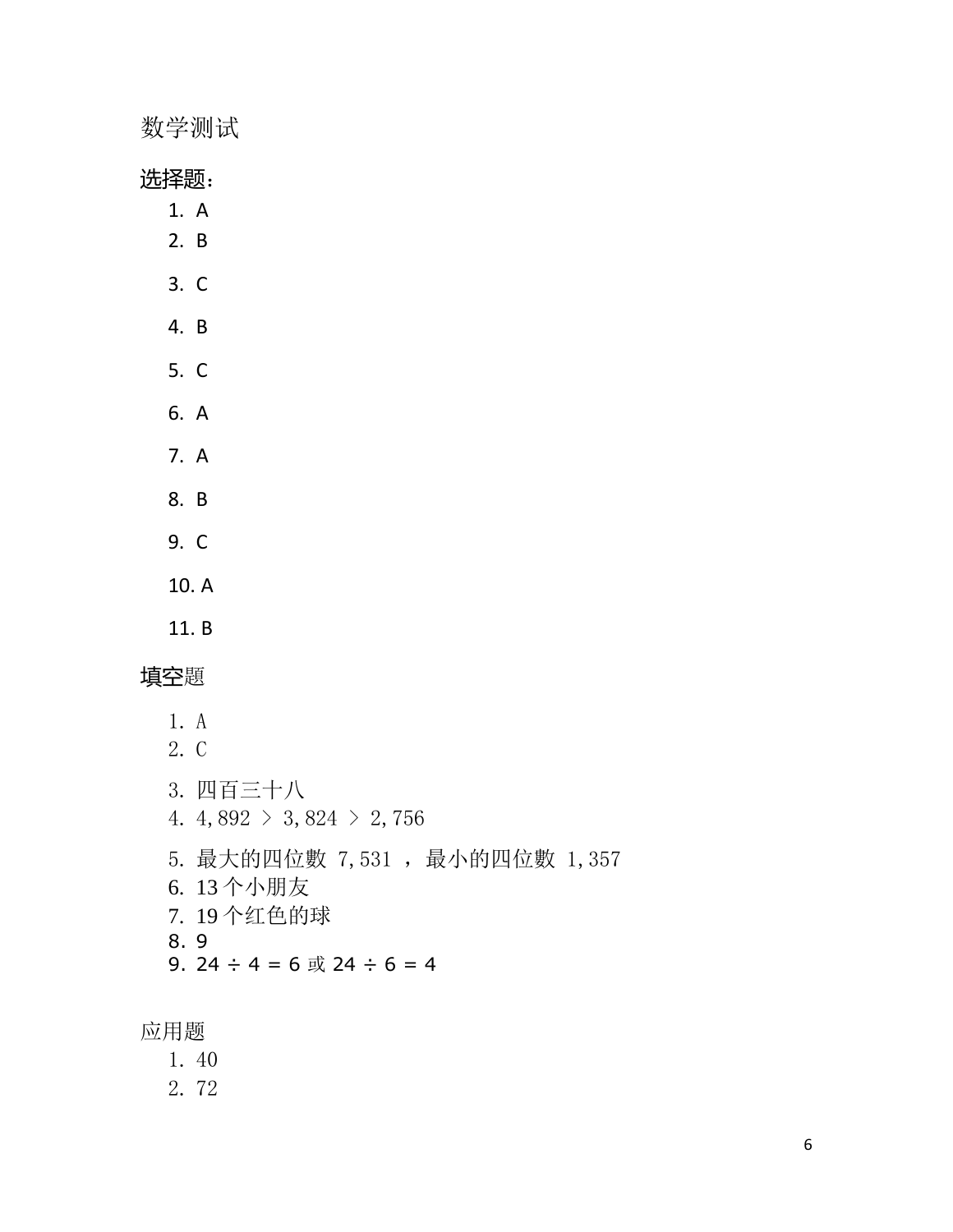数学测试

## 选择题：

1. A
2. B
3. C
4. B
5. C
6. A
7. A
8. B
9. C
10. A
11. B

## 填空题

1. A
2. C
3. 四百三十八
4. 4,892 > 3,824 > 2,756
5. 最大的四位数 7,531 ，最小的四位数 1,357
6. 13 个小朋友
7. 19 个红色的球
8. 9
9. 24 ÷ 4 = 6 或 24 ÷ 6 = 4

## 应用题

1. 40
2. 72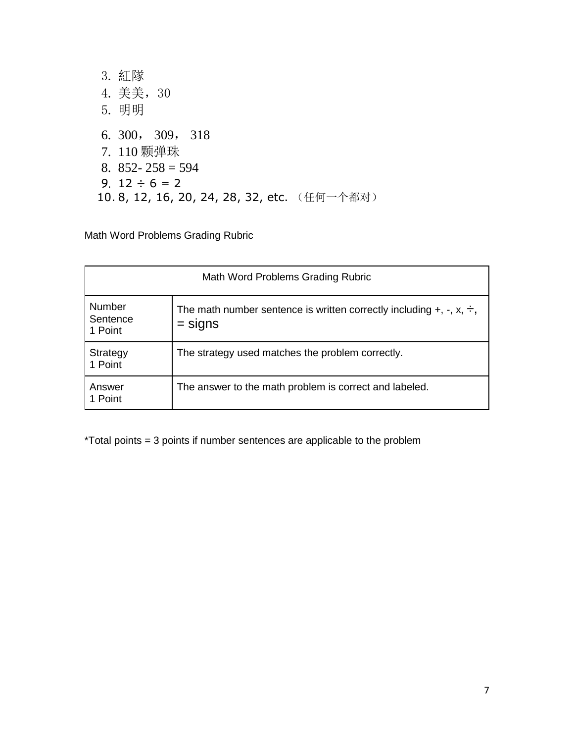3. 紅隊
4. 美美，30
5. 明明
6. 300， 309， 318
7. 110 颗弹珠
8. 852- 258 = 594
9. 12 ÷ 6 = 2
10. 8, 12, 16, 20, 24, 28, 32, etc. （任何一个都对）

Math Word Problems Grading Rubric

| Math Word Problems Grading Rubric | |
|---|---|
| Number Sentence 1 Point | The math number sentence is written correctly including +, -, x, ÷, = signs |
| Strategy 1 Point | The strategy used matches the problem correctly. |
| Answer 1 Point | The answer to the math problem is correct and labeled. |

*Total points = 3 points if number sentences are applicable to the problem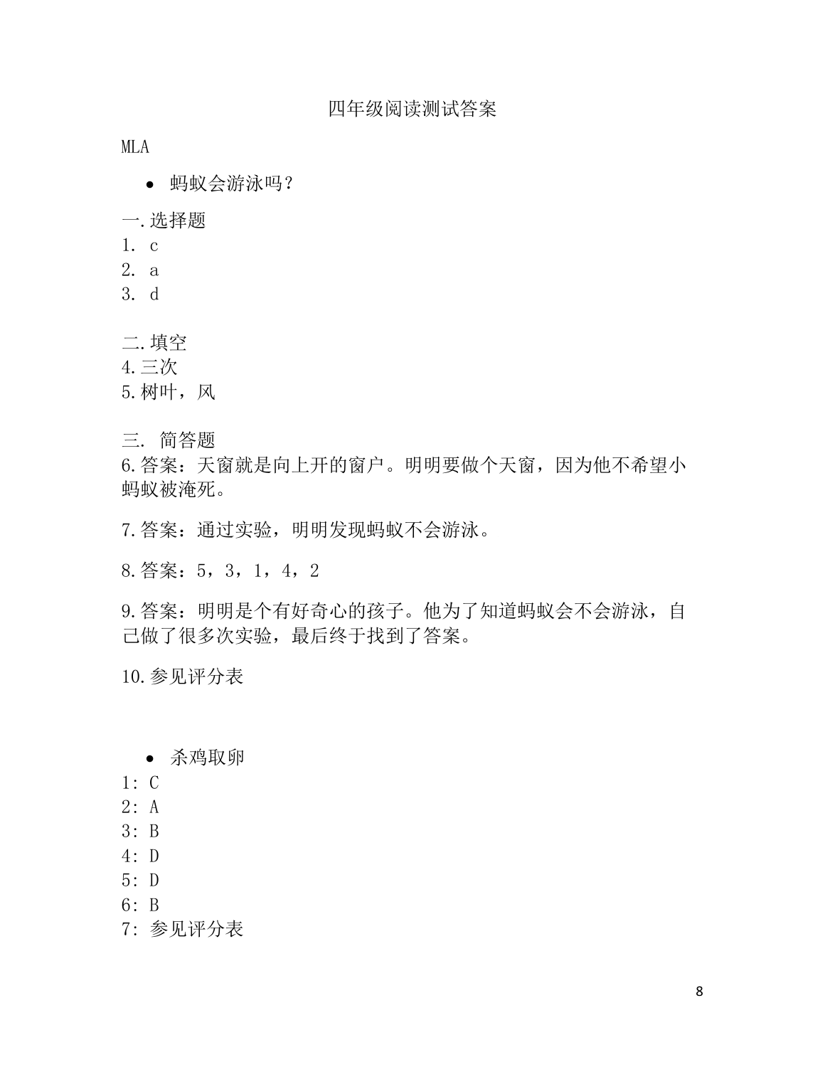# 四年级阅读测试答案

MLA

- 蚂蚁会游泳吗？

一. 选择题

1. c
2. a
3. d

二. 填空

4. 三次
5. 树叶，风

三. 简答题

6. 答案：天窗就是向上开的窗户。明明要做个天窗，因为他不希望小蚂蚁被淹死。

7. 答案：通过实验，明明发现蚂蚁不会游泳。

8. 答案：5，3，1，4，2

9. 答案：明明是个有好奇心的孩子。他为了知道蚂蚁会不会游泳，自己做了很多次实验，最后终于找到了答案。

10. 参见评分表

- 杀鸡取卵

1：C
2：A
3：B
4：D
5：D
6：B
7：参见评分表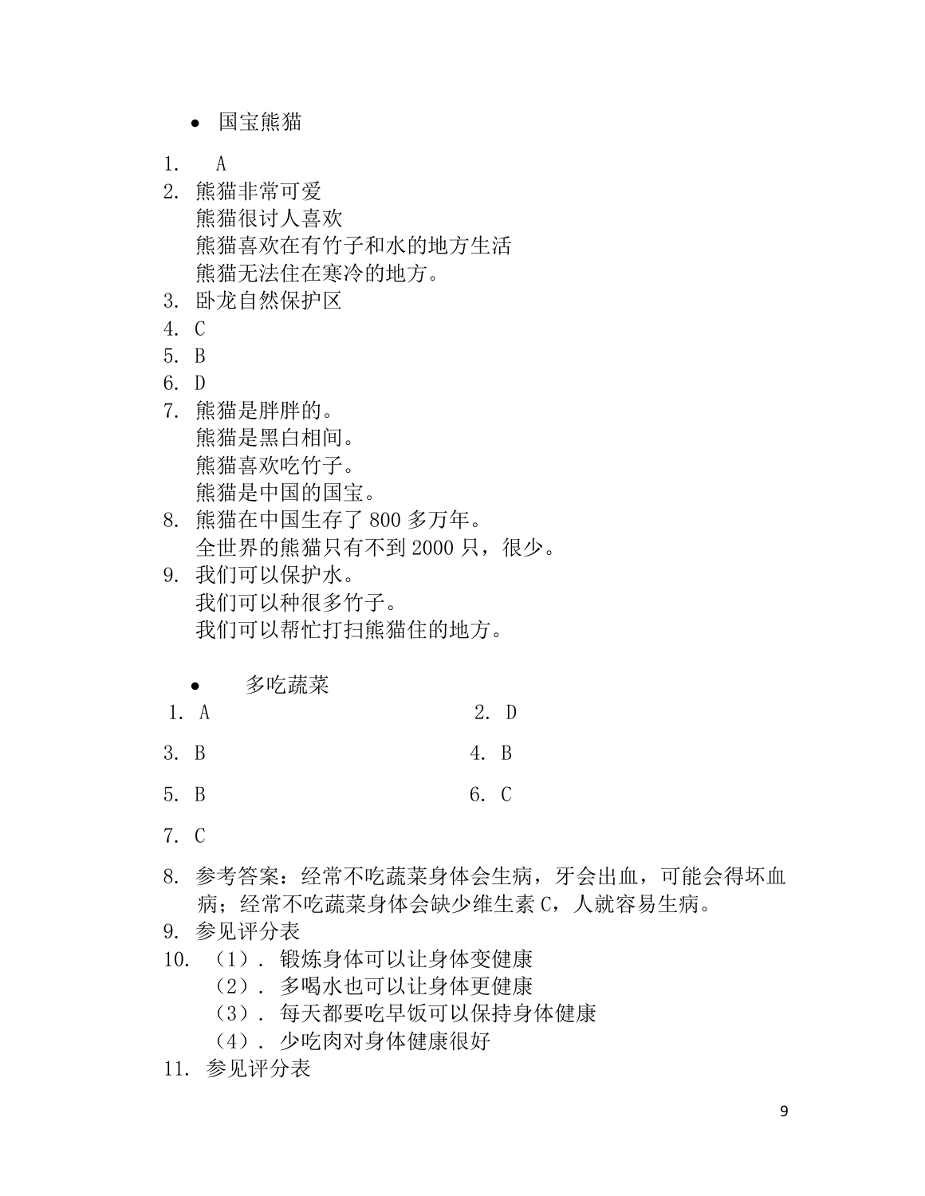- 国宝熊猫

1. A
2. 熊猫非常可爱
   熊猫很讨人喜欢
   熊猫喜欢在有竹子和水的地方生活
   熊猫无法住在寒冷的地方。
3. 卧龙自然保护区
4. C
5. B
6. D
7. 熊猫是胖胖的。
   熊猫是黑白相间。
   熊猫喜欢吃竹子。
   熊猫是中国的国宝。
8. 熊猫在中国生存了 800 多万年。
   全世界的熊猫只有不到 2000 只，很少。
9. 我们可以保护水。
   我们可以种很多竹子。
   我们可以帮忙打扫熊猫住的地方。

- 多吃蔬菜

1. A
2. D
3. B
4. B
5. B
6. C
7. C
8. 参考答案：经常不吃蔬菜身体会生病，牙会出血，可能会得坏血病；经常不吃蔬菜身体会缺少维生素 C，人就容易生病。
9. 参见评分表
10. （1）. 锻炼身体可以让身体变健康
    （2）. 多喝水也可以让身体更健康
    （3）. 每天都要吃早饭可以保持身体健康
    （4）. 少吃肉对身体健康很好
11. 参见评分表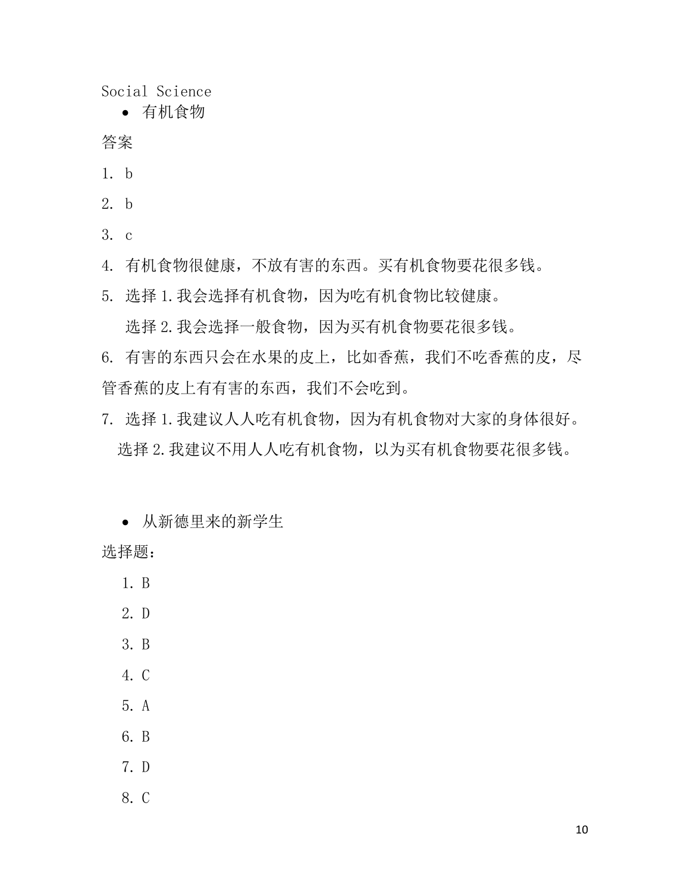Social Science

- 有机食物

答案

1. b

2. b

3. c

4. 有机食物很健康，不放有害的东西。买有机食物要花很多钱。

5. 选择 1.我会选择有机食物，因为吃有机食物比较健康。

   选择 2.我会选择一般食物，因为买有机食物要花很多钱。

6. 有害的东西只会在水果的皮上，比如香蕉，我们不吃香蕉的皮，尽管香蕉的皮上有有害的东西，我们不会吃到。

7. 选择 1.我建议人人吃有机食物，因为有机食物对大家的身体很好。

   选择 2.我建议不用人人吃有机食物，以为买有机食物要花很多钱。

- 从新德里来的新学生

选择题：

1. B
2. D
3. B
4. C
5. A
6. B
7. D
8. C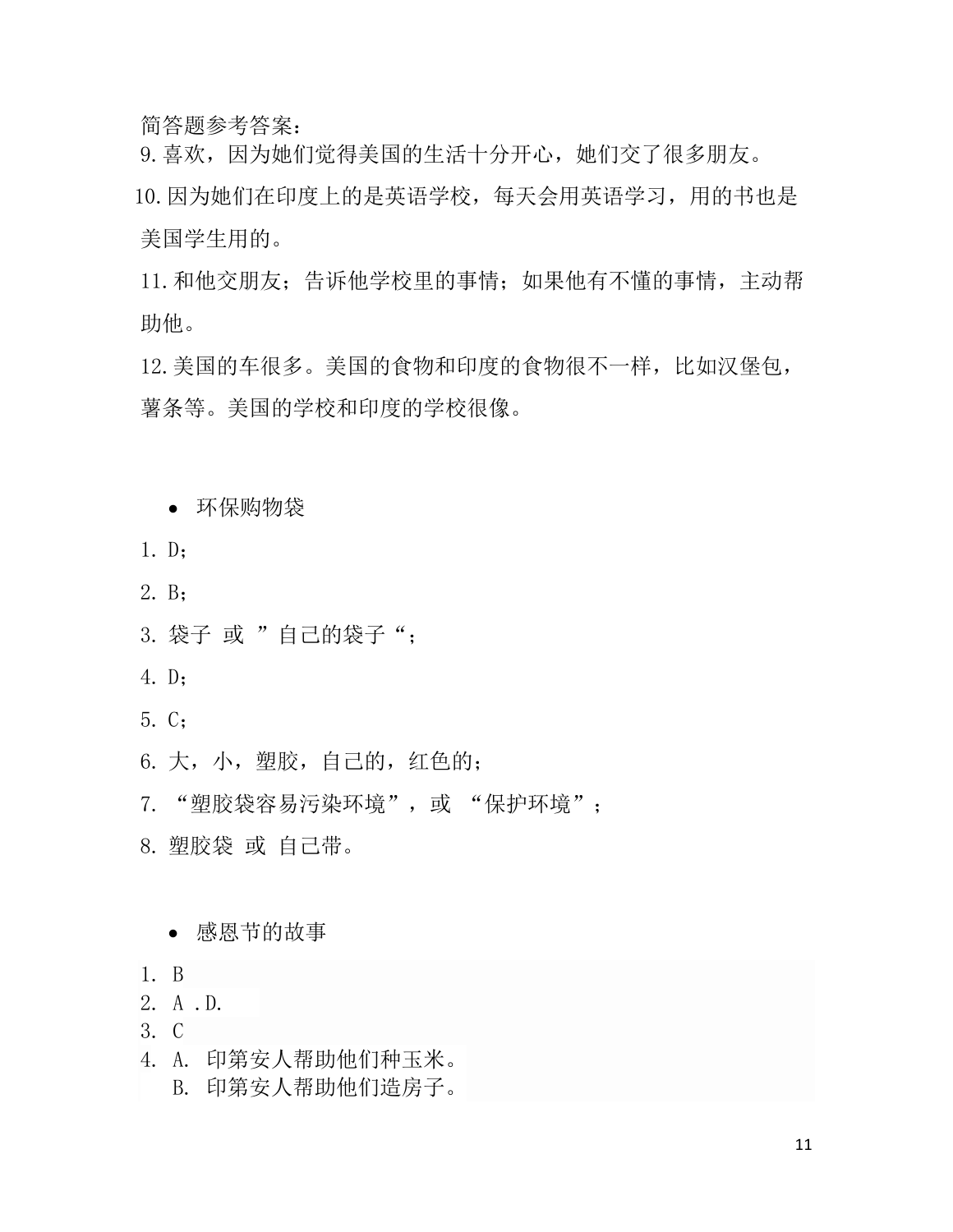简答题参考答案：

9. 喜欢，因为她们觉得美国的生活十分开心，她们交了很多朋友。
10. 因为她们在印度上的是英语学校，每天会用英语学习，用的书也是美国学生用的。
11. 和他交朋友；告诉他学校里的事情；如果他有不懂的事情，主动帮助他。
12. 美国的车很多。美国的食物和印度的食物很不一样，比如汉堡包，薯条等。美国的学校和印度的学校很像。

- 环保购物袋

1. D;
2. B;
3. 袋子 或 ”自己的袋子“;
4. D;
5. C;
6. 大，小，塑胶，自己的，红色的；
7. “塑胶袋容易污染环境”，或 “保护环境”；
8. 塑胶袋 或 自己带。

- 感恩节的故事

1. B
2. A .D.
3. C
4. A. 印第安人帮助他们种玉米。
   B. 印第安人帮助他们造房子。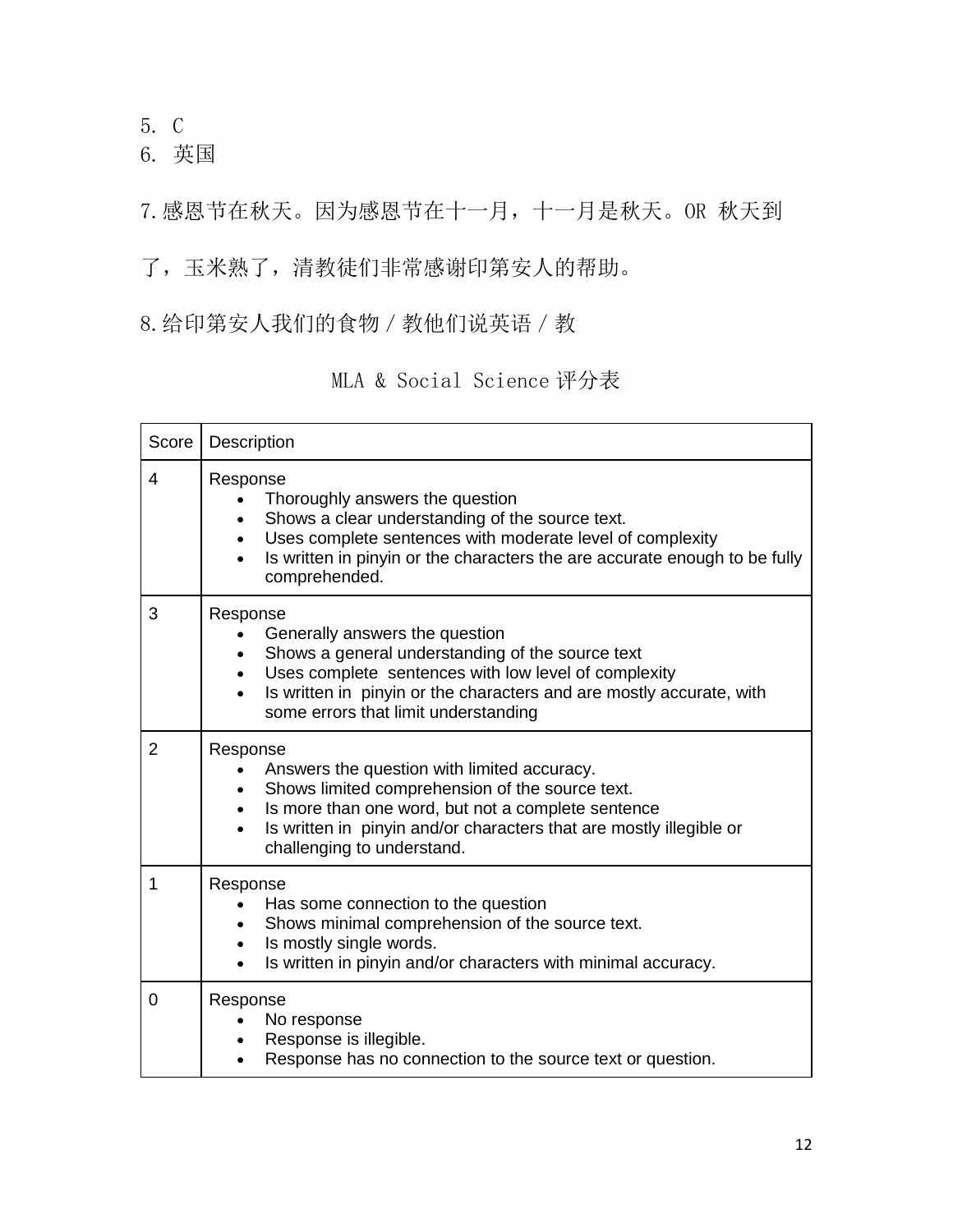5. C

6. 英国

7.感恩节在秋天。因为感恩节在十一月，十一月是秋天。OR 秋天到了，玉米熟了，清教徒们非常感谢印第安人的帮助。

8.给印第安人我们的食物 / 教他们说英语 / 教

MLA & Social Science 评分表

| Score | Description |
|---|---|
| 4 | Response<br>• Thoroughly answers the question<br>• Shows a clear understanding of the source text.<br>• Uses complete sentences with moderate level of complexity<br>• Is written in pinyin or the characters the are accurate enough to be fully comprehended. |
| 3 | Response<br>• Generally answers the question<br>• Shows a general understanding of the source text<br>• Uses complete sentences with low level of complexity<br>• Is written in pinyin or the characters and are mostly accurate, with some errors that limit understanding |
| 2 | Response<br>• Answers the question with limited accuracy.<br>• Shows limited comprehension of the source text.<br>• Is more than one word, but not a complete sentence<br>• Is written in pinyin and/or characters that are mostly illegible or challenging to understand. |
| 1 | Response<br>• Has some connection to the question<br>• Shows minimal comprehension of the source text.<br>• Is mostly single words.<br>• Is written in pinyin and/or characters with minimal accuracy. |
| 0 | Response<br>• No response<br>• Response is illegible.<br>• Response has no connection to the source text or question. |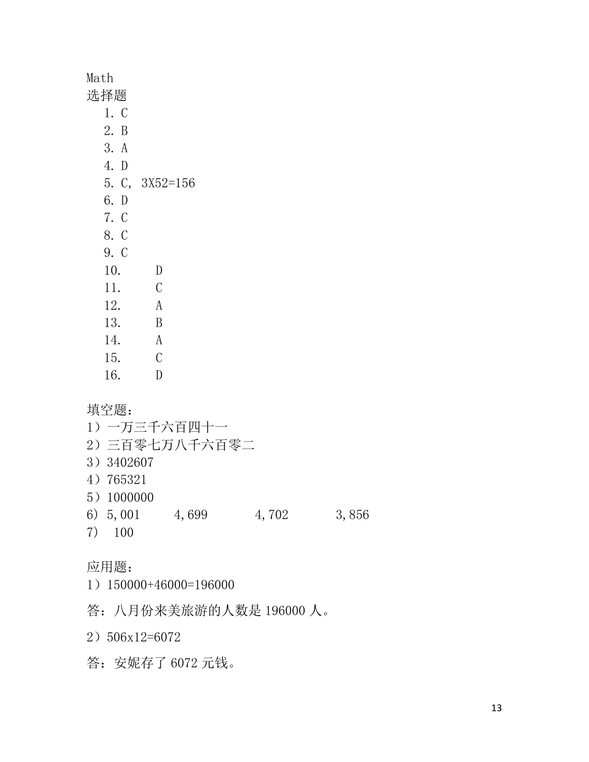Math

选择题

1. C
2. B
3. A
4. D
5. C, $3 \times 52 = 156$
6. D
7. C
8. C
9. C
10. D
11. C
12. A
13. B
14. A
15. C
16. D

填空题：

1）一万三千六百四十一

2）三百零七万八千六百零二

3）3402607

4）765321

5）1000000

6）5,001　　4,699　　4,702　　3,856

7）100

应用题：

1）150000+46000=196000

答：八月份来美旅游的人数是 196000 人。

2）506x12=6072

答：安妮存了 6072 元钱。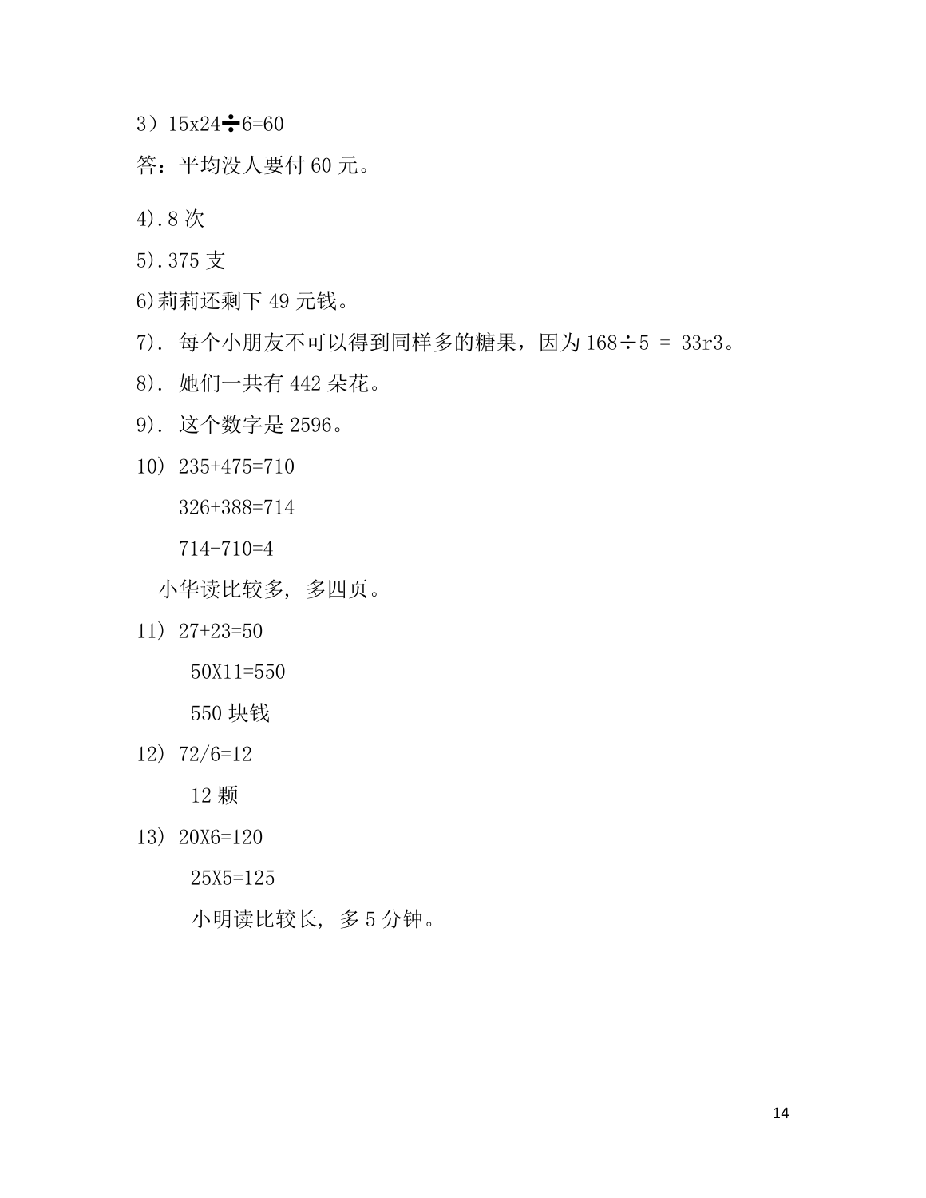3）$15 \times 24 \div 6 = 60$

答：平均没人要付 60 元。

4).8 次

5).375 支

6)莉莉还剩下 49 元钱。

7). 每个小朋友不可以得到同样多的糖果，因为 168÷5 = 33r3。

8). 她们一共有 442 朵花。

9). 这个数字是 2596。

10）235+475=710

326+388=714

714-710=4

小华读比较多，多四页。

11）27+23=50

50X11=550

550 块钱

12）72/6=12

12 颗

13）20X6=120

25X5=125

小明读比较长，多 5 分钟。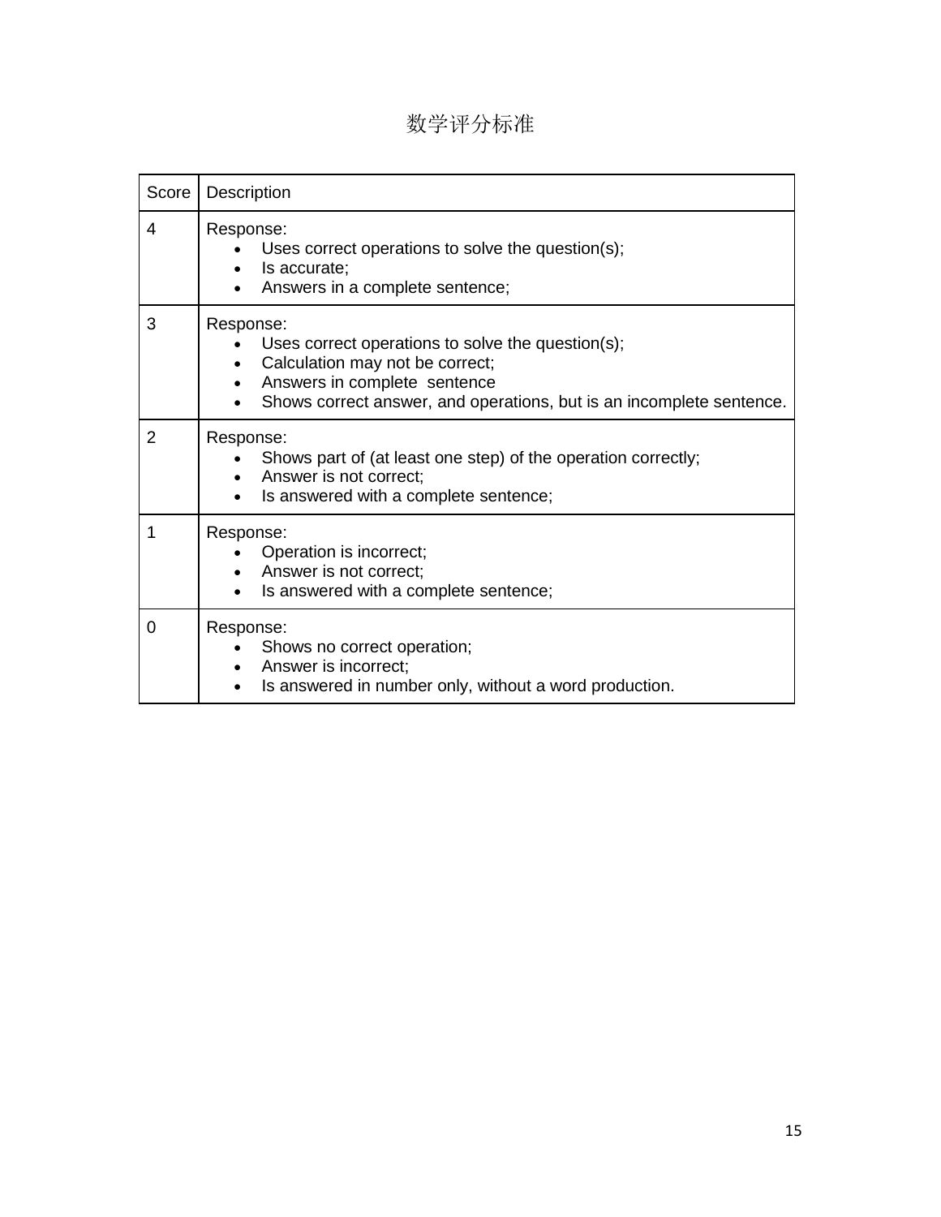# 数学评分标准

| Score | Description |
|---|---|
| 4 | Response:<br>• Uses correct operations to solve the question(s);<br>• Is accurate;<br>• Answers in a complete sentence; |
| 3 | Response:<br>• Uses correct operations to solve the question(s);<br>• Calculation may not be correct;<br>• Answers in complete sentence<br>• Shows correct answer, and operations, but is an incomplete sentence. |
| 2 | Response:<br>• Shows part of (at least one step) of the operation correctly;<br>• Answer is not correct;<br>• Is answered with a complete sentence; |
| 1 | Response:<br>• Operation is incorrect;<br>• Answer is not correct;<br>• Is answered with a complete sentence; |
| 0 | Response:<br>• Shows no correct operation;<br>• Answer is incorrect;<br>• Is answered in number only, without a word production. |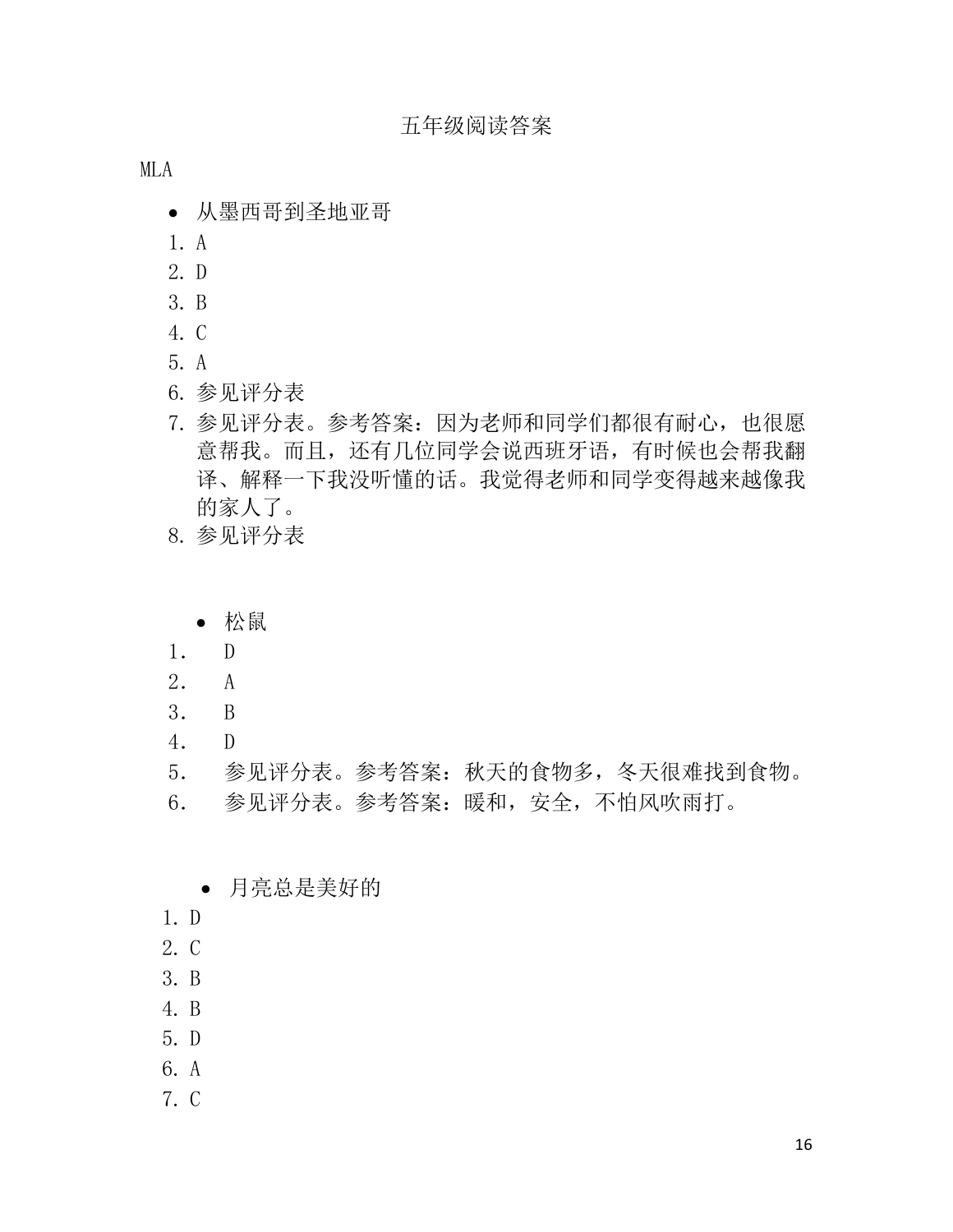# 五年级阅读答案

MLA

- 从墨西哥到圣地亚哥

1. A
2. D
3. B
4. C
5. A
6. 参见评分表
7. 参见评分表。参考答案：因为老师和同学们都很有耐心，也很愿意帮我。而且，还有几位同学会说西班牙语，有时候也会帮我翻译、解释一下我没听懂的话。我觉得老师和同学变得越来越像我的家人了。
8. 参见评分表

- 松鼠

1. D
2. A
3. B
4. D
5. 参见评分表。参考答案：秋天的食物多，冬天很难找到食物。
6. 参见评分表。参考答案：暖和，安全，不怕风吹雨打。

- 月亮总是美好的

1. D
2. C
3. B
4. B
5. D
6. A
7. C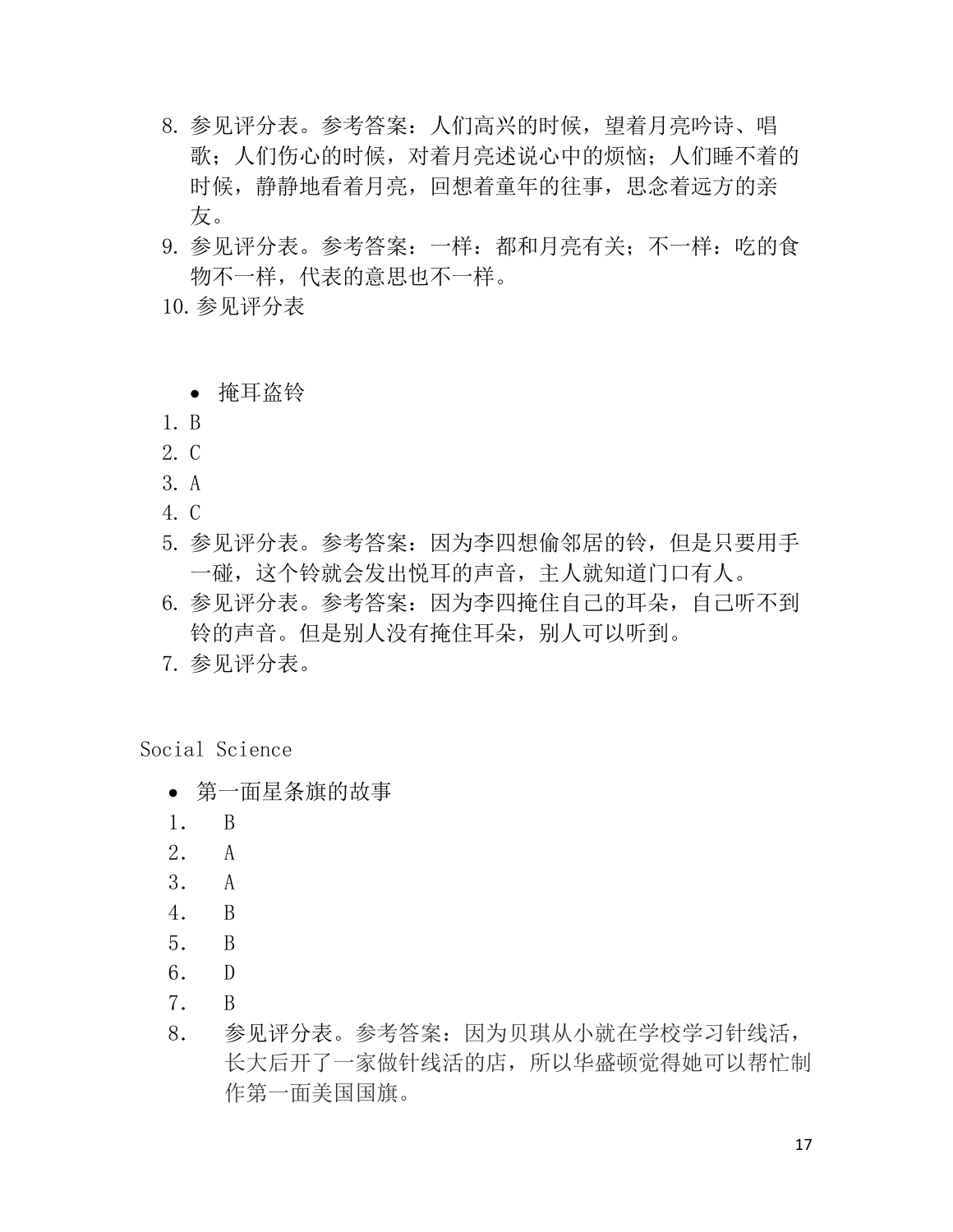8. 参见评分表。参考答案：人们高兴的时候，望着月亮吟诗、唱歌；人们伤心的时候，对着月亮述说心中的烦恼；人们睡不着的时候，静静地看着月亮，回想着童年的往事，思念着远方的亲友。
9. 参见评分表。参考答案：一样：都和月亮有关；不一样：吃的食物不一样，代表的意思也不一样。
10. 参见评分表

- 掩耳盗铃

1. B
2. C
3. A
4. C
5. 参见评分表。参考答案：因为李四想偷邻居的铃，但是只要用手一碰，这个铃就会发出悦耳的声音，主人就知道门口有人。
6. 参见评分表。参考答案：因为李四掩住自己的耳朵，自己听不到铃的声音。但是别人没有掩住耳朵，别人可以听到。
7. 参见评分表。

Social Science

- 第一面星条旗的故事

1. B
2. A
3. A
4. B
5. B
6. D
7. B
8. 参见评分表。参考答案：因为贝琪从小就在学校学习针线活，长大后开了一家做针线活的店，所以华盛顿觉得她可以帮忙制作第一面美国国旗。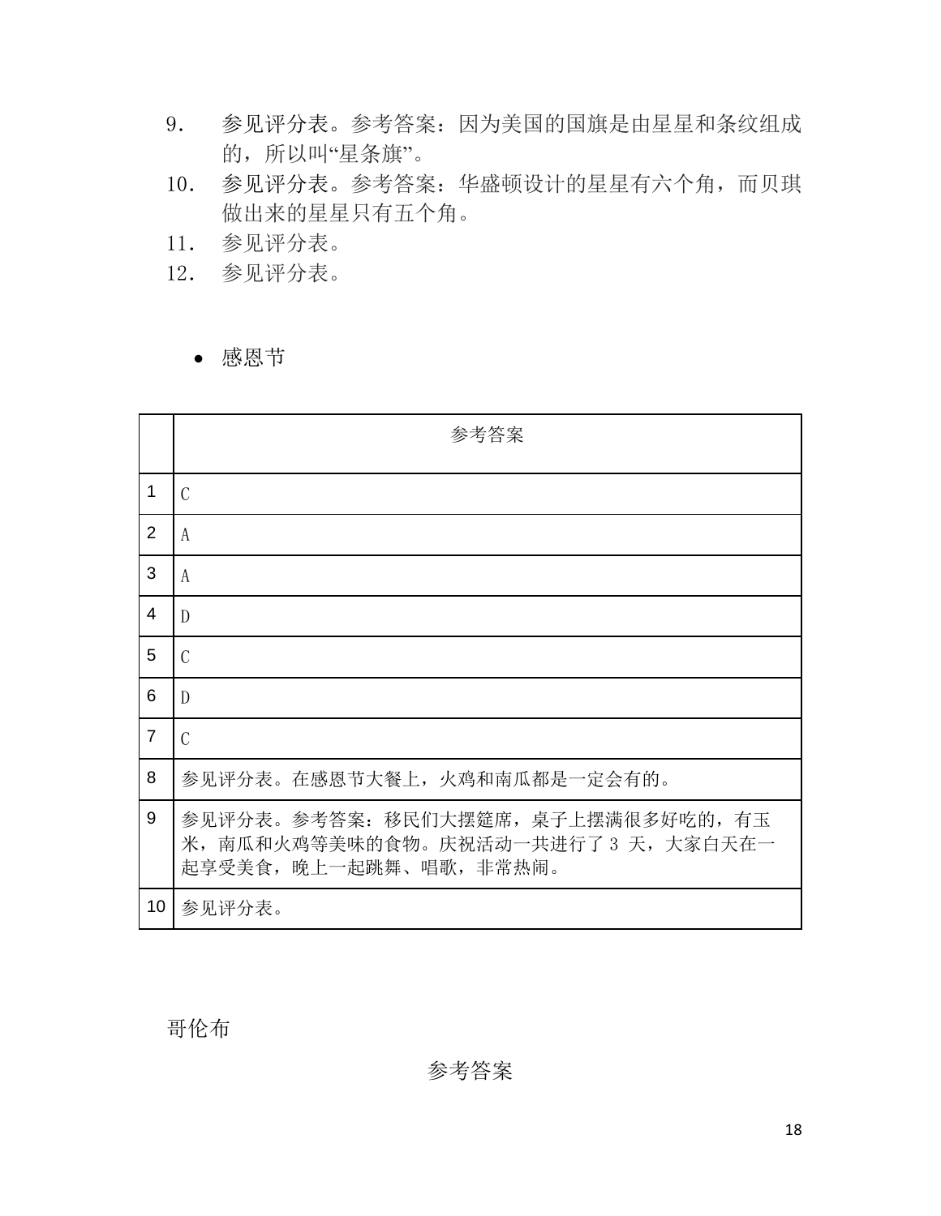9. 参见评分表。参考答案：因为美国的国旗是由星星和条纹组成的，所以叫“星条旗”。
10. 参见评分表。参考答案：华盛顿设计的星星有六个角，而贝琪做出来的星星只有五个角。
11. 参见评分表。
12. 参见评分表。

- 感恩节

| | 参考答案 |
|---|---|
| 1 | C |
| 2 | A |
| 3 | A |
| 4 | D |
| 5 | C |
| 6 | D |
| 7 | C |
| 8 | 参见评分表。在感恩节大餐上，火鸡和南瓜都是一定会有的。 |
| 9 | 参见评分表。参考答案：移民们大摆筵席，桌子上摆满很多好吃的，有玉米，南瓜和火鸡等美味的食物。庆祝活动一共进行了 3 天，大家白天在一起享受美食，晚上一起跳舞、唱歌，非常热闹。 |
| 10 | 参见评分表。 |

哥伦布

参考答案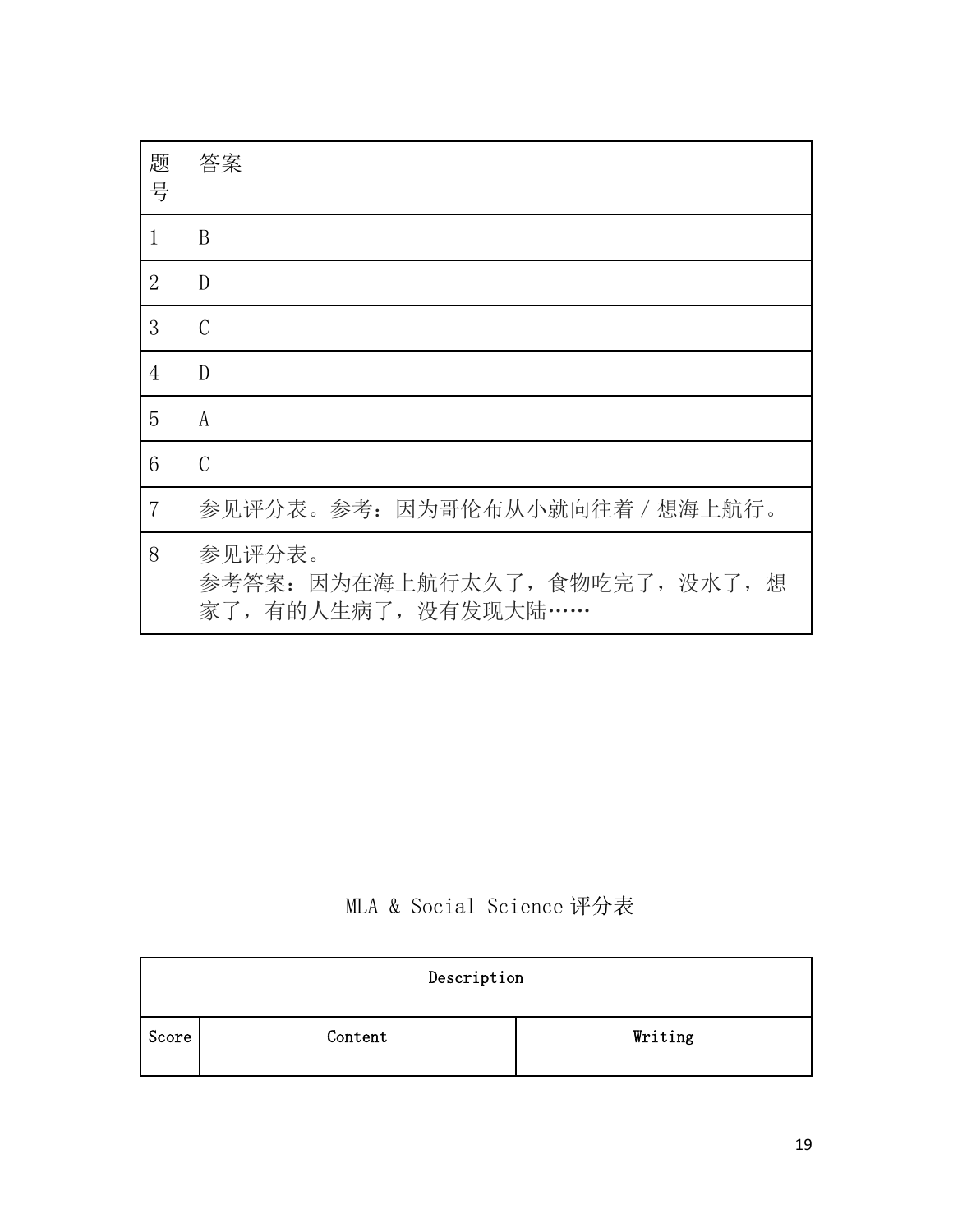| 题号 | 答案 |
|---|---|
| 1 | B |
| 2 | D |
| 3 | C |
| 4 | D |
| 5 | A |
| 6 | C |
| 7 | 参见评分表。参考：因为哥伦布从小就向往着 / 想海上航行。 |
| 8 | 参见评分表。<br>参考答案：因为在海上航行太久了，食物吃完了，没水了，想家了，有的人生病了，没有发现大陆…… |

## MLA & Social Science 评分表

| Description | | |
|---|---|---|
| Score | Content | Writing |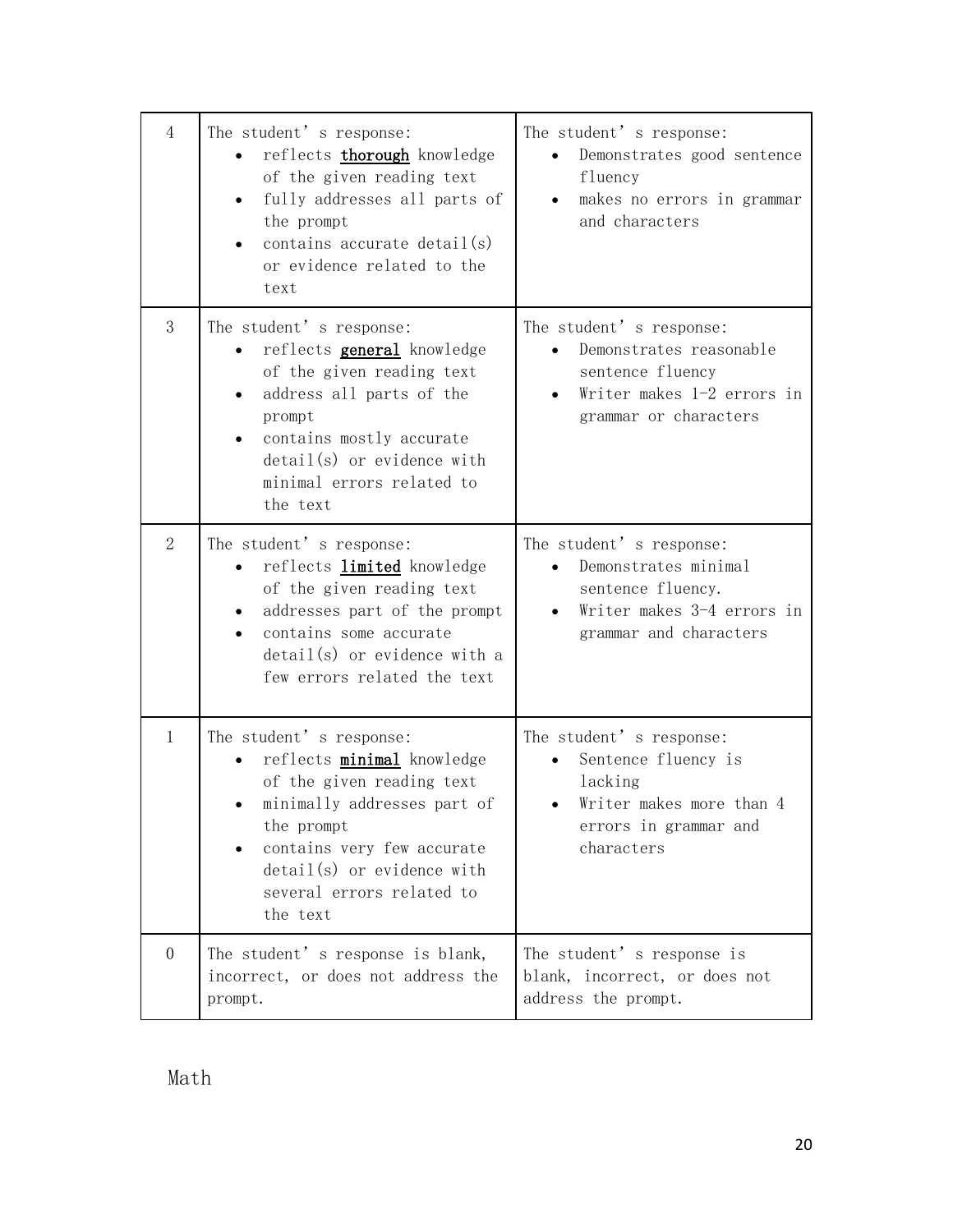| 4 | The student's response:<br>• reflects **thorough** knowledge of the given reading text<br>• fully addresses all parts of the prompt<br>• contains accurate detail(s) or evidence related to the text | The student's response:<br>• Demonstrates good sentence fluency<br>• makes no errors in grammar and characters |
|---|---|---|
| 3 | The student's response:<br>• reflects **general** knowledge of the given reading text<br>• address all parts of the prompt<br>• contains mostly accurate detail(s) or evidence with minimal errors related to the text | The student's response:<br>• Demonstrates reasonable sentence fluency<br>• Writer makes 1-2 errors in grammar or characters |
| 2 | The student's response:<br>• reflects **limited** knowledge of the given reading text<br>• addresses part of the prompt<br>• contains some accurate detail(s) or evidence with a few errors related the text | The student's response:<br>• Demonstrates minimal sentence fluency.<br>• Writer makes 3-4 errors in grammar and characters |
| 1 | The student's response:<br>• reflects **minimal** knowledge of the given reading text<br>• minimally addresses part of the prompt<br>• contains very few accurate detail(s) or evidence with several errors related to the text | The student's response:<br>• Sentence fluency is lacking<br>• Writer makes more than 4 errors in grammar and characters |
| 0 | The student's response is blank, incorrect, or does not address the prompt. | The student's response is blank, incorrect, or does not address the prompt. |

Math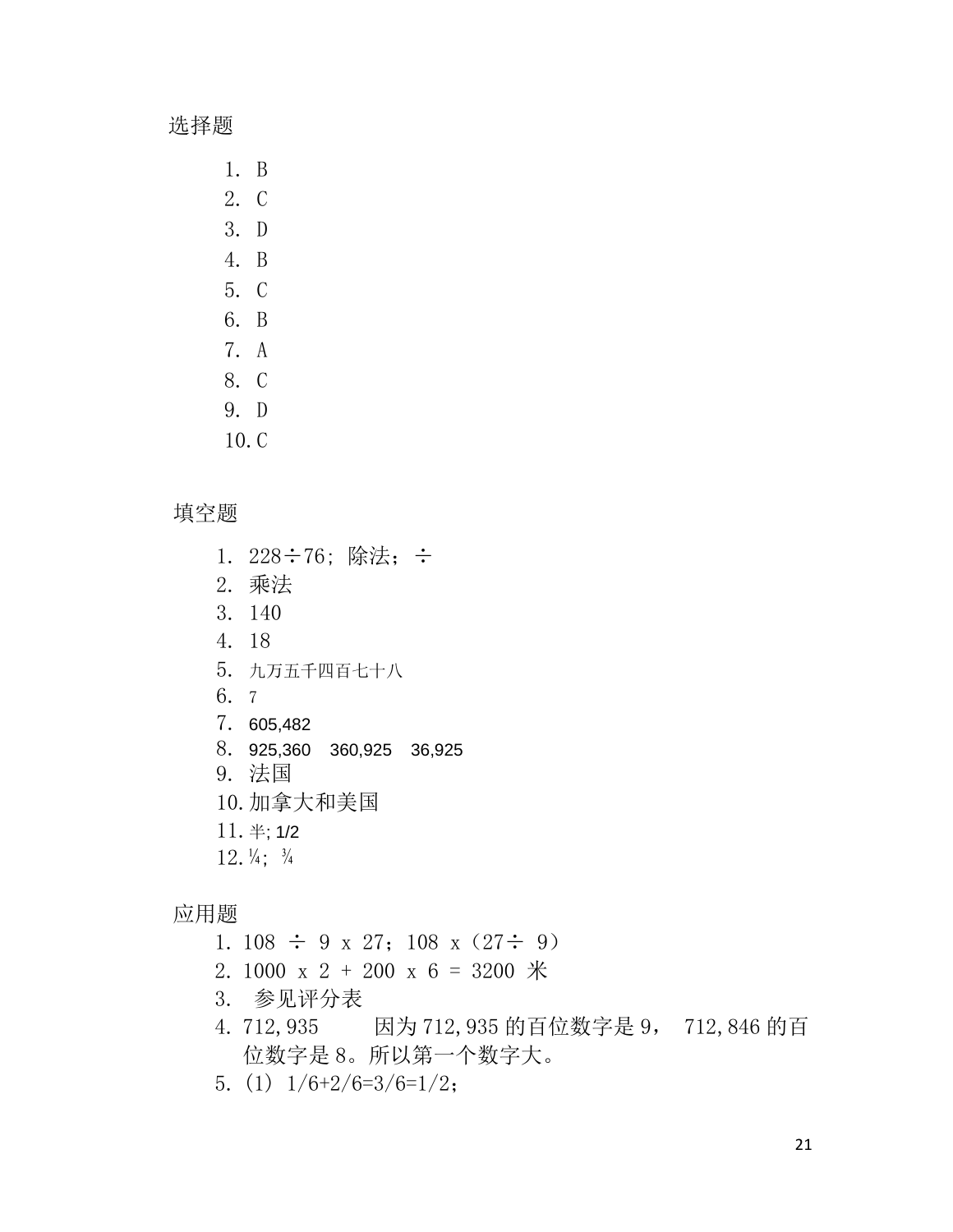选择题

1. B
2. C
3. D
4. B
5. C
6. B
7. A
8. C
9. D
10. C

填空题

1. 228÷76；除法；÷
2. 乘法
3. 140
4. 18
5. 九万五千四百七十八
6. 7
7. 605,482
8. 925,360　360,925　36,925
9. 法国
10. 加拿大和美国
11. 半; 1/2
12. ¼；¾

应用题

1. 108 ÷ 9 x 27；108 x（27÷ 9）
2. 1000 x 2 + 200 x 6 = 3200 米
3. 参见评分表
4. 712,935　　因为 712,935 的百位数字是 9，712,846 的百位数字是 8。所以第一个数字大。
5. (1) 1/6+2/6=3/6=1/2；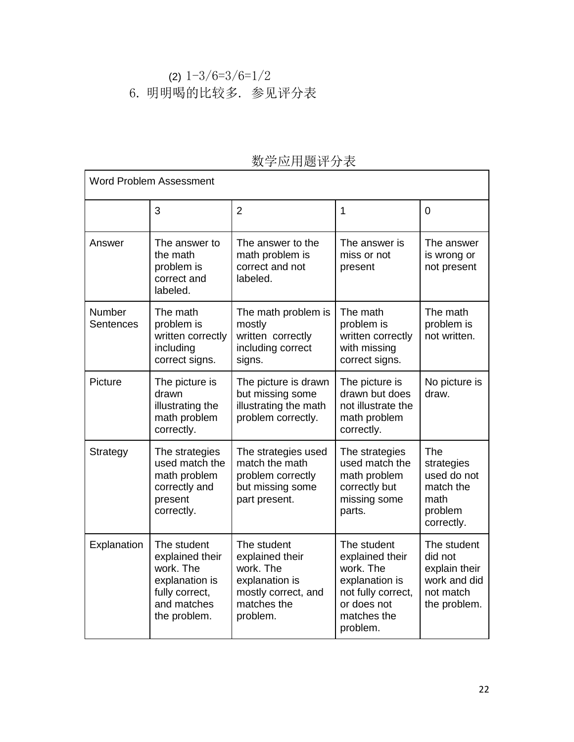(2) $1-3/6=3/6=1/2$

6. 明明喝的比较多. 参见评分表

## 数学应用题评分表

| Word Problem Assessment | | | | |
|---|---|---|---|---|
| | 3 | 2 | 1 | 0 |
| Answer | The answer to the math problem is correct and labeled. | The answer to the math problem is correct and not labeled. | The answer is miss or not present | The answer is wrong or not present |
| Number Sentences | The math problem is written correctly including correct signs. | The math problem is mostly written correctly including correct signs. | The math problem is written correctly with missing correct signs. | The math problem is not written. |
| Picture | The picture is drawn illustrating the math problem correctly. | The picture is drawn but missing some illustrating the math problem correctly. | The picture is drawn but does not illustrate the math problem correctly. | No picture is draw. |
| Strategy | The strategies used match the math problem correctly and present correctly. | The strategies used match the math problem correctly but missing some part present. | The strategies used match the math problem correctly but missing some parts. | The strategies used do not match the math problem correctly. |
| Explanation | The student explained their work. The explanation is fully correct, and matches the problem. | The student explained their work. The explanation is mostly correct, and matches the problem. | The student explained their work. The explanation is not fully correct, or does not matches the problem. | The student did not explain their work and did not match the problem. |